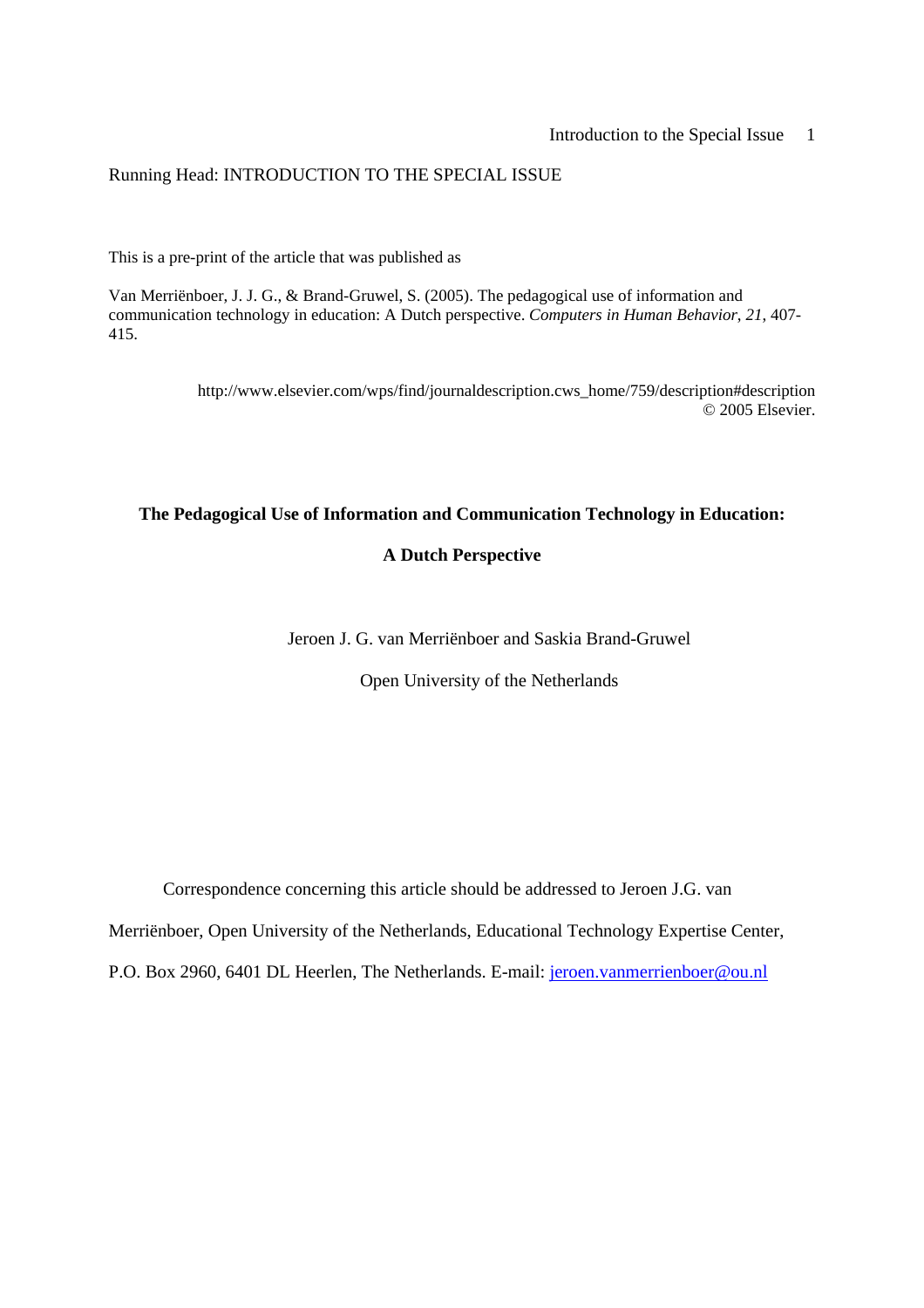Running Head: INTRODUCTION TO THE SPECIAL ISSUE

This is a pre-print of the article that was published as

Van Merriënboer, J. J. G., & Brand-Gruwel, S. (2005). The pedagogical use of information and communication technology in education: A Dutch perspective. *Computers in Human Behavior, 21*, 407-415.

http://www.elsevier.com/wps/find/journaldescription.cws_home/759/description#description
© 2005 Elsevier.

# The Pedagogical Use of Information and Communication Technology in Education: A Dutch Perspective

Jeroen J. G. van Merriënboer and Saskia Brand-Gruwel

Open University of the Netherlands

Correspondence concerning this article should be addressed to Jeroen J.G. van Merriënboer, Open University of the Netherlands, Educational Technology Expertise Center, P.O. Box 2960, 6401 DL Heerlen, The Netherlands. E-mail: jeroen.vanmerrienboer@ou.nl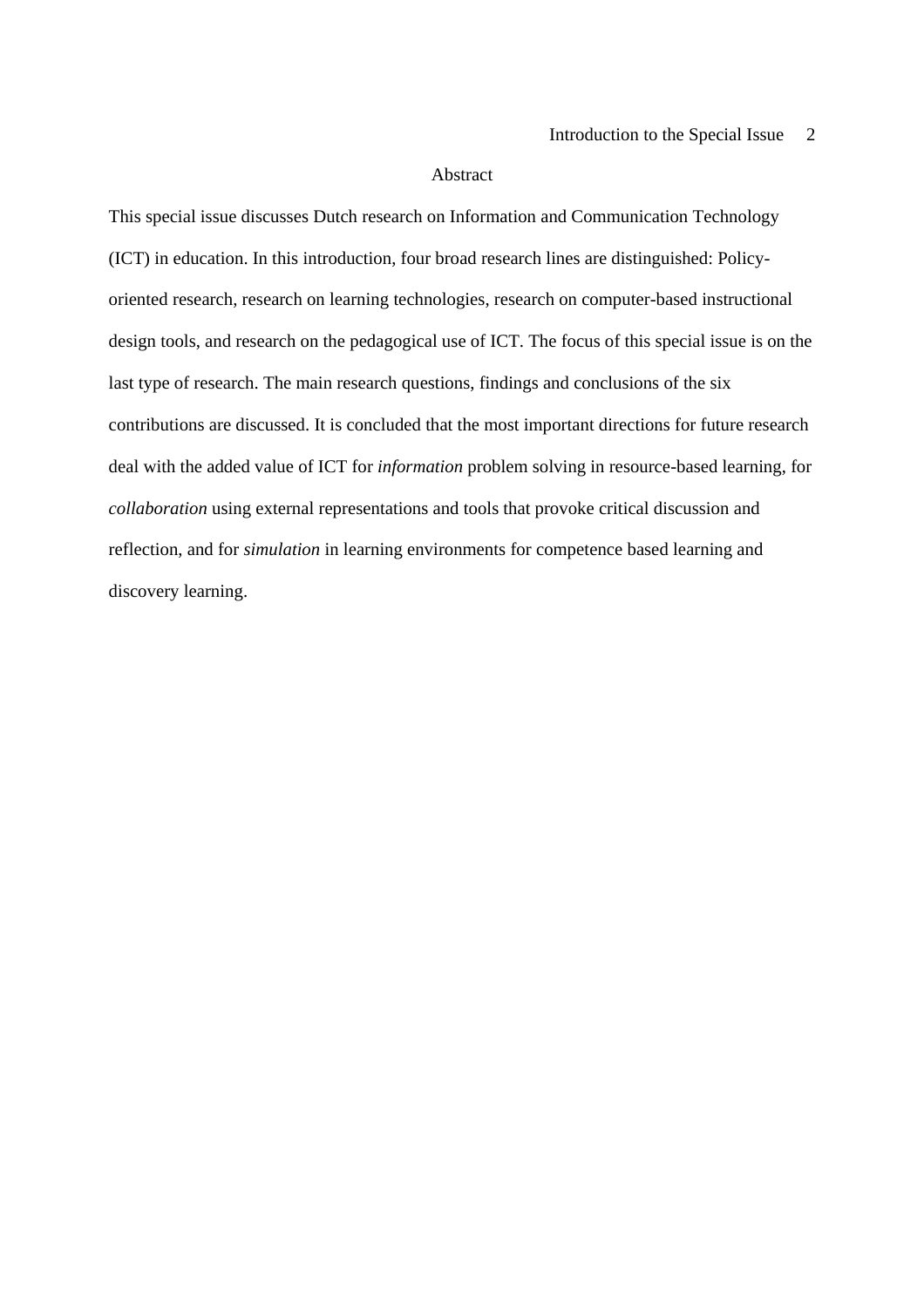## Abstract

This special issue discusses Dutch research on Information and Communication Technology (ICT) in education. In this introduction, four broad research lines are distinguished: Policy-oriented research, research on learning technologies, research on computer-based instructional design tools, and research on the pedagogical use of ICT. The focus of this special issue is on the last type of research. The main research questions, findings and conclusions of the six contributions are discussed. It is concluded that the most important directions for future research deal with the added value of ICT for *information* problem solving in resource-based learning, for *collaboration* using external representations and tools that provoke critical discussion and reflection, and for *simulation* in learning environments for competence based learning and discovery learning.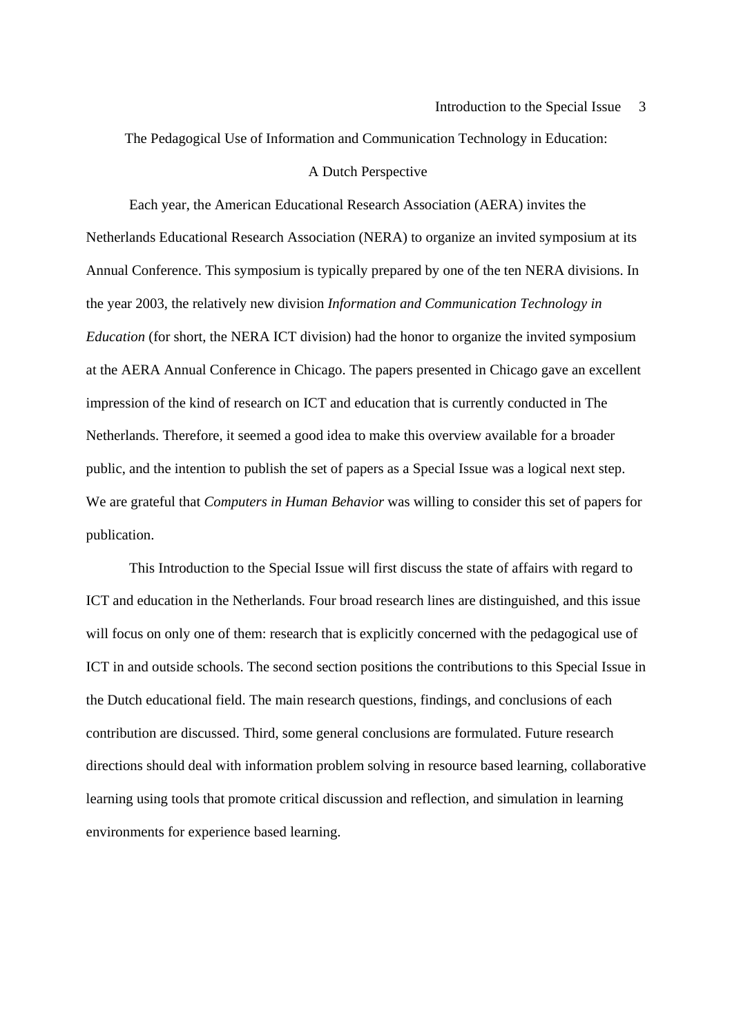# The Pedagogical Use of Information and Communication Technology in Education: A Dutch Perspective

Each year, the American Educational Research Association (AERA) invites the Netherlands Educational Research Association (NERA) to organize an invited symposium at its Annual Conference. This symposium is typically prepared by one of the ten NERA divisions. In the year 2003, the relatively new division *Information and Communication Technology in Education* (for short, the NERA ICT division) had the honor to organize the invited symposium at the AERA Annual Conference in Chicago. The papers presented in Chicago gave an excellent impression of the kind of research on ICT and education that is currently conducted in The Netherlands. Therefore, it seemed a good idea to make this overview available for a broader public, and the intention to publish the set of papers as a Special Issue was a logical next step. We are grateful that *Computers in Human Behavior* was willing to consider this set of papers for publication.

This Introduction to the Special Issue will first discuss the state of affairs with regard to ICT and education in the Netherlands. Four broad research lines are distinguished, and this issue will focus on only one of them: research that is explicitly concerned with the pedagogical use of ICT in and outside schools. The second section positions the contributions to this Special Issue in the Dutch educational field. The main research questions, findings, and conclusions of each contribution are discussed. Third, some general conclusions are formulated. Future research directions should deal with information problem solving in resource based learning, collaborative learning using tools that promote critical discussion and reflection, and simulation in learning environments for experience based learning.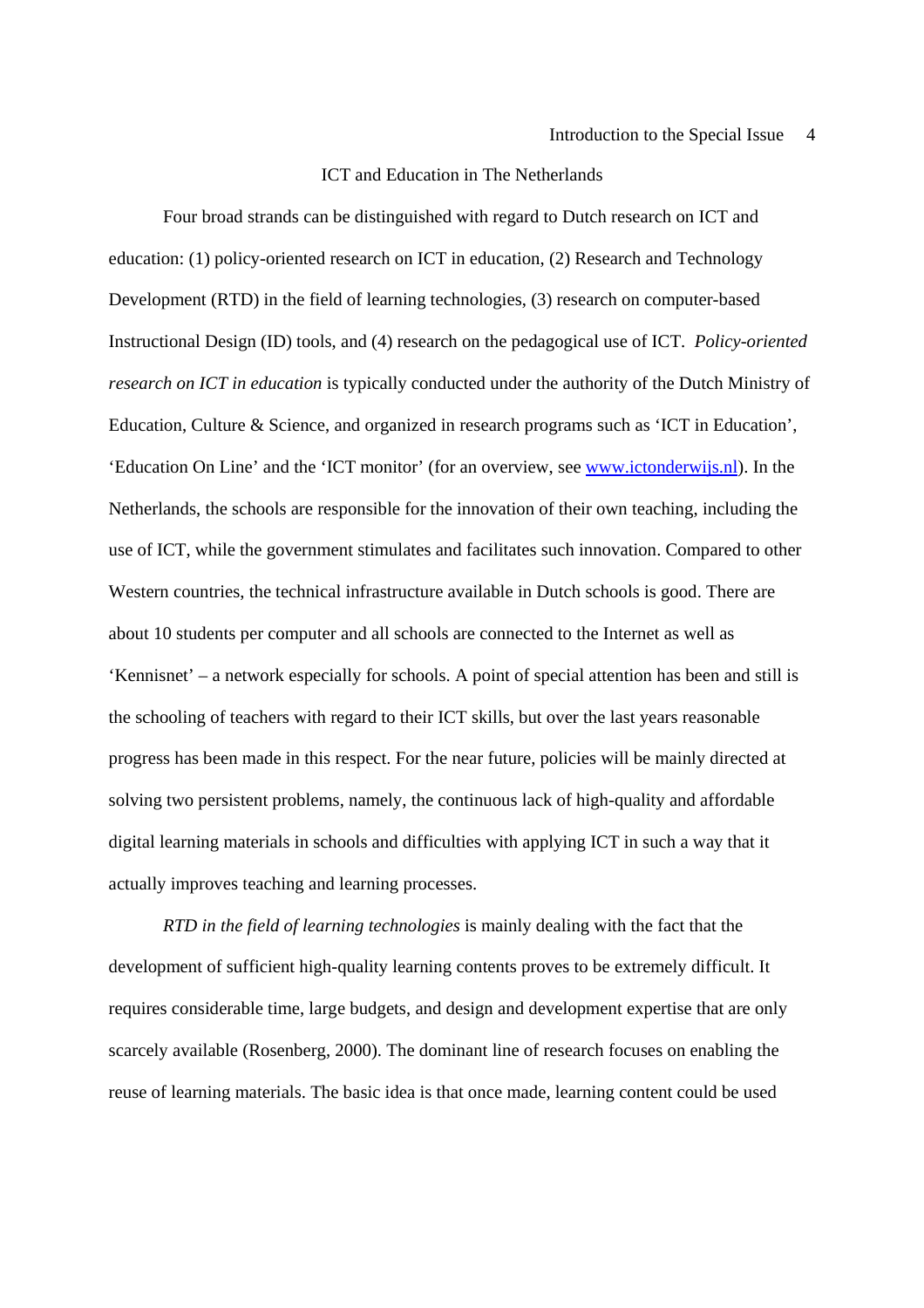## ICT and Education in The Netherlands

Four broad strands can be distinguished with regard to Dutch research on ICT and education: (1) policy-oriented research on ICT in education, (2) Research and Technology Development (RTD) in the field of learning technologies, (3) research on computer-based Instructional Design (ID) tools, and (4) research on the pedagogical use of ICT. *Policy-oriented research on ICT in education* is typically conducted under the authority of the Dutch Ministry of Education, Culture & Science, and organized in research programs such as 'ICT in Education', 'Education On Line' and the 'ICT monitor' (for an overview, see [www.ictonderwijs.nl](http://www.ictonderwijs.nl)). In the Netherlands, the schools are responsible for the innovation of their own teaching, including the use of ICT, while the government stimulates and facilitates such innovation. Compared to other Western countries, the technical infrastructure available in Dutch schools is good. There are about 10 students per computer and all schools are connected to the Internet as well as 'Kennisnet' – a network especially for schools. A point of special attention has been and still is the schooling of teachers with regard to their ICT skills, but over the last years reasonable progress has been made in this respect. For the near future, policies will be mainly directed at solving two persistent problems, namely, the continuous lack of high-quality and affordable digital learning materials in schools and difficulties with applying ICT in such a way that it actually improves teaching and learning processes.

*RTD in the field of learning technologies* is mainly dealing with the fact that the development of sufficient high-quality learning contents proves to be extremely difficult. It requires considerable time, large budgets, and design and development expertise that are only scarcely available (Rosenberg, 2000). The dominant line of research focuses on enabling the reuse of learning materials. The basic idea is that once made, learning content could be used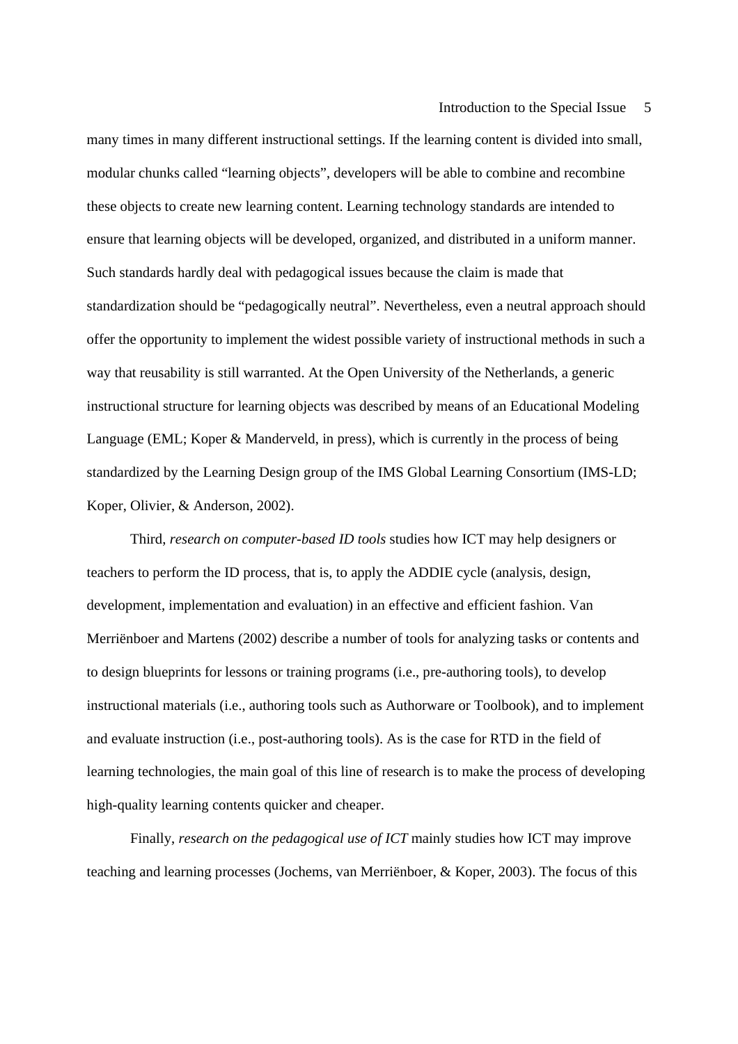many times in many different instructional settings. If the learning content is divided into small, modular chunks called “learning objects”, developers will be able to combine and recombine these objects to create new learning content. Learning technology standards are intended to ensure that learning objects will be developed, organized, and distributed in a uniform manner. Such standards hardly deal with pedagogical issues because the claim is made that standardization should be “pedagogically neutral”. Nevertheless, even a neutral approach should offer the opportunity to implement the widest possible variety of instructional methods in such a way that reusability is still warranted. At the Open University of the Netherlands, a generic instructional structure for learning objects was described by means of an Educational Modeling Language (EML; Koper & Manderveld, in press), which is currently in the process of being standardized by the Learning Design group of the IMS Global Learning Consortium (IMS-LD; Koper, Olivier, & Anderson, 2002).

Third, *research on computer-based ID tools* studies how ICT may help designers or teachers to perform the ID process, that is, to apply the ADDIE cycle (analysis, design, development, implementation and evaluation) in an effective and efficient fashion. Van Merriënboer and Martens (2002) describe a number of tools for analyzing tasks or contents and to design blueprints for lessons or training programs (i.e., pre-authoring tools), to develop instructional materials (i.e., authoring tools such as Authorware or Toolbook), and to implement and evaluate instruction (i.e., post-authoring tools). As is the case for RTD in the field of learning technologies, the main goal of this line of research is to make the process of developing high-quality learning contents quicker and cheaper.

Finally, *research on the pedagogical use of ICT* mainly studies how ICT may improve teaching and learning processes (Jochems, van Merriënboer, & Koper, 2003). The focus of this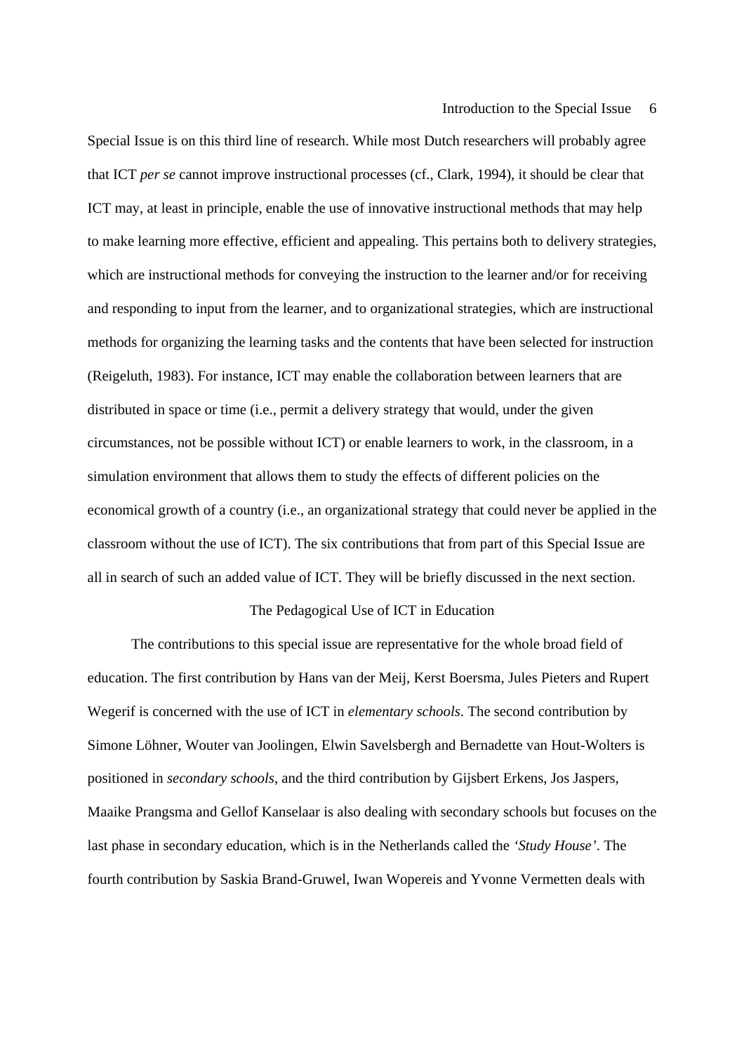Special Issue is on this third line of research. While most Dutch researchers will probably agree that ICT *per se* cannot improve instructional processes (cf., Clark, 1994), it should be clear that ICT may, at least in principle, enable the use of innovative instructional methods that may help to make learning more effective, efficient and appealing. This pertains both to delivery strategies, which are instructional methods for conveying the instruction to the learner and/or for receiving and responding to input from the learner, and to organizational strategies, which are instructional methods for organizing the learning tasks and the contents that have been selected for instruction (Reigeluth, 1983). For instance, ICT may enable the collaboration between learners that are distributed in space or time (i.e., permit a delivery strategy that would, under the given circumstances, not be possible without ICT) or enable learners to work, in the classroom, in a simulation environment that allows them to study the effects of different policies on the economical growth of a country (i.e., an organizational strategy that could never be applied in the classroom without the use of ICT). The six contributions that from part of this Special Issue are all in search of such an added value of ICT. They will be briefly discussed in the next section.

## The Pedagogical Use of ICT in Education

The contributions to this special issue are representative for the whole broad field of education. The first contribution by Hans van der Meij, Kerst Boersma, Jules Pieters and Rupert Wegerif is concerned with the use of ICT in *elementary schools*. The second contribution by Simone Löhner, Wouter van Joolingen, Elwin Savelsbergh and Bernadette van Hout-Wolters is positioned in *secondary schools*, and the third contribution by Gijsbert Erkens, Jos Jaspers, Maaike Prangsma and Gellof Kanselaar is also dealing with secondary schools but focuses on the last phase in secondary education, which is in the Netherlands called the *'Study House'*. The fourth contribution by Saskia Brand-Gruwel, Iwan Wopereis and Yvonne Vermetten deals with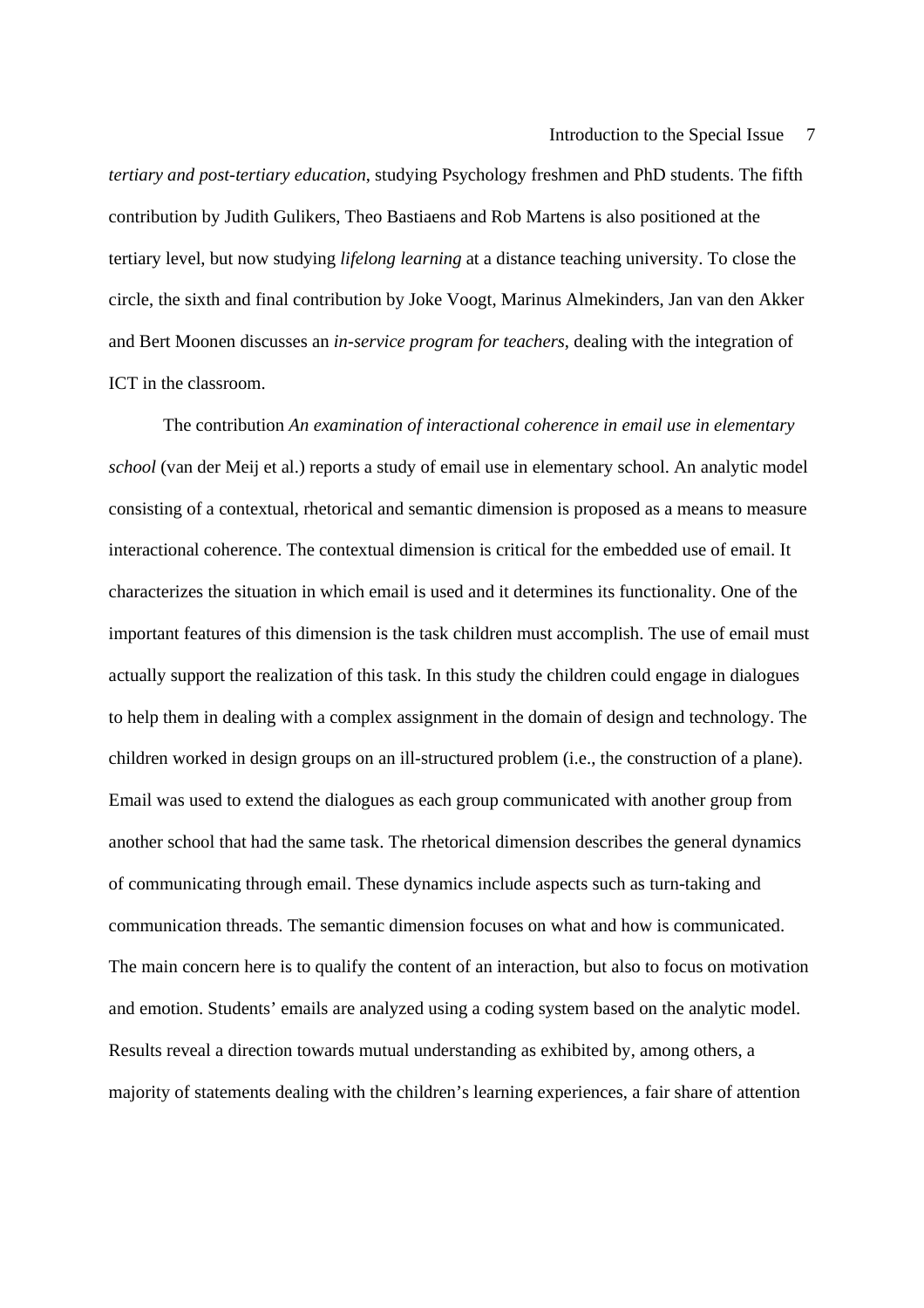*tertiary and post-tertiary education*, studying Psychology freshmen and PhD students. The fifth contribution by Judith Gulikers, Theo Bastiaens and Rob Martens is also positioned at the tertiary level, but now studying *lifelong learning* at a distance teaching university. To close the circle, the sixth and final contribution by Joke Voogt, Marinus Almekinders, Jan van den Akker and Bert Moonen discusses an *in-service program for teachers*, dealing with the integration of ICT in the classroom.

The contribution *An examination of interactional coherence in email use in elementary school* (van der Meij et al.) reports a study of email use in elementary school. An analytic model consisting of a contextual, rhetorical and semantic dimension is proposed as a means to measure interactional coherence. The contextual dimension is critical for the embedded use of email. It characterizes the situation in which email is used and it determines its functionality. One of the important features of this dimension is the task children must accomplish. The use of email must actually support the realization of this task. In this study the children could engage in dialogues to help them in dealing with a complex assignment in the domain of design and technology. The children worked in design groups on an ill-structured problem (i.e., the construction of a plane). Email was used to extend the dialogues as each group communicated with another group from another school that had the same task. The rhetorical dimension describes the general dynamics of communicating through email. These dynamics include aspects such as turn-taking and communication threads. The semantic dimension focuses on what and how is communicated. The main concern here is to qualify the content of an interaction, but also to focus on motivation and emotion. Students' emails are analyzed using a coding system based on the analytic model. Results reveal a direction towards mutual understanding as exhibited by, among others, a majority of statements dealing with the children's learning experiences, a fair share of attention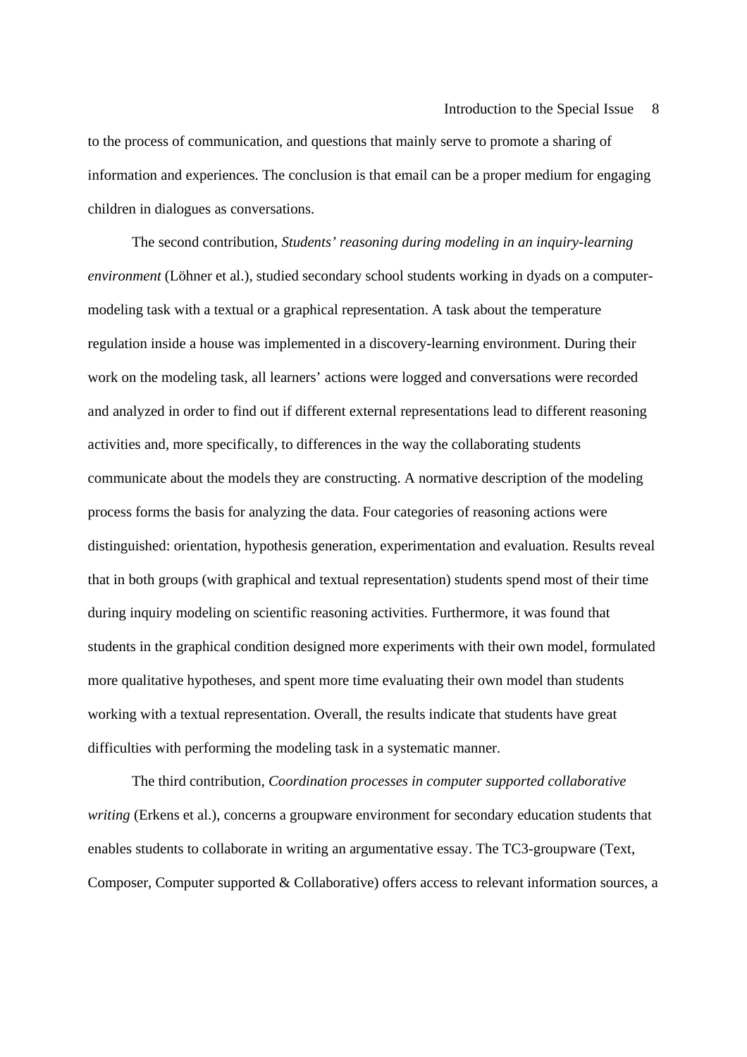to the process of communication, and questions that mainly serve to promote a sharing of information and experiences. The conclusion is that email can be a proper medium for engaging children in dialogues as conversations.

The second contribution, *Students' reasoning during modeling in an inquiry-learning environment* (Löhner et al.), studied secondary school students working in dyads on a computer-modeling task with a textual or a graphical representation. A task about the temperature regulation inside a house was implemented in a discovery-learning environment. During their work on the modeling task, all learners' actions were logged and conversations were recorded and analyzed in order to find out if different external representations lead to different reasoning activities and, more specifically, to differences in the way the collaborating students communicate about the models they are constructing. A normative description of the modeling process forms the basis for analyzing the data. Four categories of reasoning actions were distinguished: orientation, hypothesis generation, experimentation and evaluation. Results reveal that in both groups (with graphical and textual representation) students spend most of their time during inquiry modeling on scientific reasoning activities. Furthermore, it was found that students in the graphical condition designed more experiments with their own model, formulated more qualitative hypotheses, and spent more time evaluating their own model than students working with a textual representation. Overall, the results indicate that students have great difficulties with performing the modeling task in a systematic manner.

The third contribution, *Coordination processes in computer supported collaborative writing* (Erkens et al.), concerns a groupware environment for secondary education students that enables students to collaborate in writing an argumentative essay. The TC3-groupware (Text, Composer, Computer supported & Collaborative) offers access to relevant information sources, a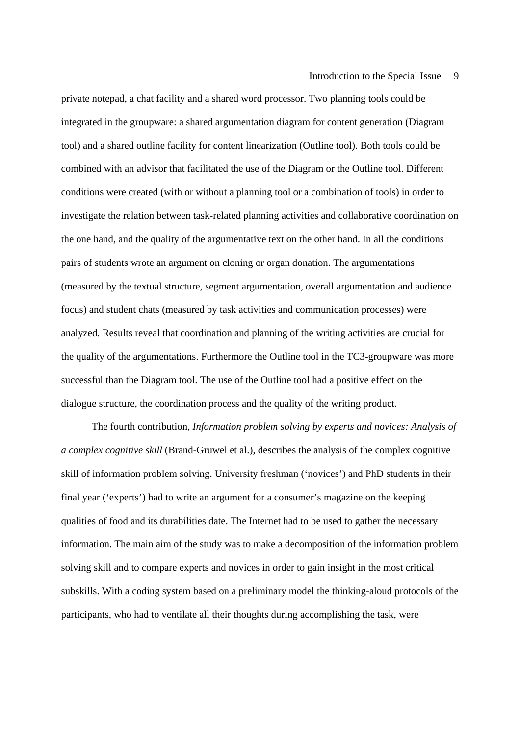private notepad, a chat facility and a shared word processor. Two planning tools could be integrated in the groupware: a shared argumentation diagram for content generation (Diagram tool) and a shared outline facility for content linearization (Outline tool). Both tools could be combined with an advisor that facilitated the use of the Diagram or the Outline tool. Different conditions were created (with or without a planning tool or a combination of tools) in order to investigate the relation between task-related planning activities and collaborative coordination on the one hand, and the quality of the argumentative text on the other hand. In all the conditions pairs of students wrote an argument on cloning or organ donation. The argumentations (measured by the textual structure, segment argumentation, overall argumentation and audience focus) and student chats (measured by task activities and communication processes) were analyzed. Results reveal that coordination and planning of the writing activities are crucial for the quality of the argumentations. Furthermore the Outline tool in the TC3-groupware was more successful than the Diagram tool. The use of the Outline tool had a positive effect on the dialogue structure, the coordination process and the quality of the writing product.

The fourth contribution, *Information problem solving by experts and novices: Analysis of a complex cognitive skill* (Brand-Gruwel et al.), describes the analysis of the complex cognitive skill of information problem solving. University freshman (‘novices’) and PhD students in their final year (‘experts’) had to write an argument for a consumer’s magazine on the keeping qualities of food and its durabilities date. The Internet had to be used to gather the necessary information. The main aim of the study was to make a decomposition of the information problem solving skill and to compare experts and novices in order to gain insight in the most critical subskills. With a coding system based on a preliminary model the thinking-aloud protocols of the participants, who had to ventilate all their thoughts during accomplishing the task, were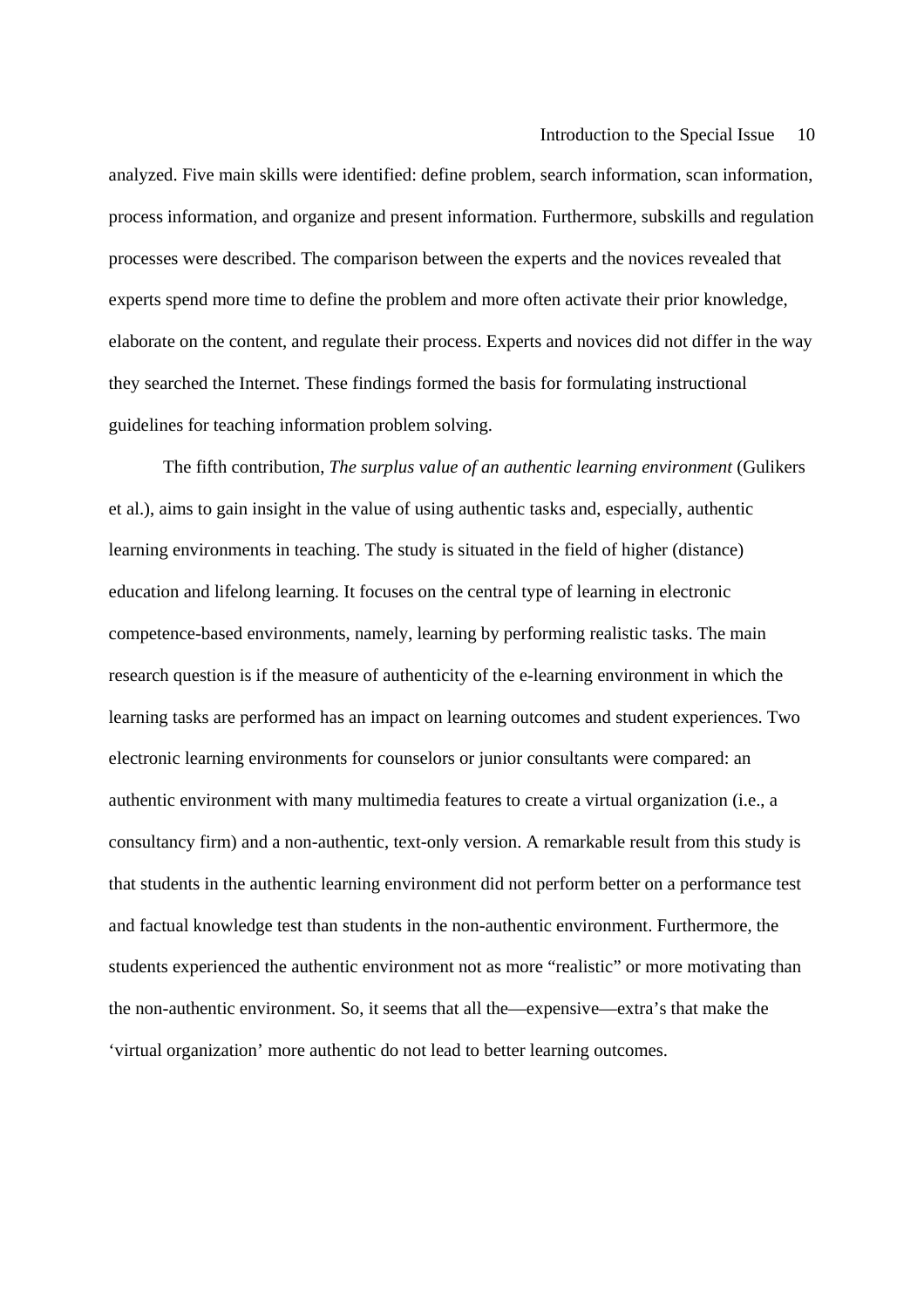analyzed. Five main skills were identified: define problem, search information, scan information, process information, and organize and present information. Furthermore, subskills and regulation processes were described. The comparison between the experts and the novices revealed that experts spend more time to define the problem and more often activate their prior knowledge, elaborate on the content, and regulate their process. Experts and novices did not differ in the way they searched the Internet. These findings formed the basis for formulating instructional guidelines for teaching information problem solving.

The fifth contribution, *The surplus value of an authentic learning environment* (Gulikers et al.), aims to gain insight in the value of using authentic tasks and, especially, authentic learning environments in teaching. The study is situated in the field of higher (distance) education and lifelong learning. It focuses on the central type of learning in electronic competence-based environments, namely, learning by performing realistic tasks. The main research question is if the measure of authenticity of the e-learning environment in which the learning tasks are performed has an impact on learning outcomes and student experiences. Two electronic learning environments for counselors or junior consultants were compared: an authentic environment with many multimedia features to create a virtual organization (i.e., a consultancy firm) and a non-authentic, text-only version. A remarkable result from this study is that students in the authentic learning environment did not perform better on a performance test and factual knowledge test than students in the non-authentic environment. Furthermore, the students experienced the authentic environment not as more "realistic" or more motivating than the non-authentic environment. So, it seems that all the—expensive—extra's that make the 'virtual organization' more authentic do not lead to better learning outcomes.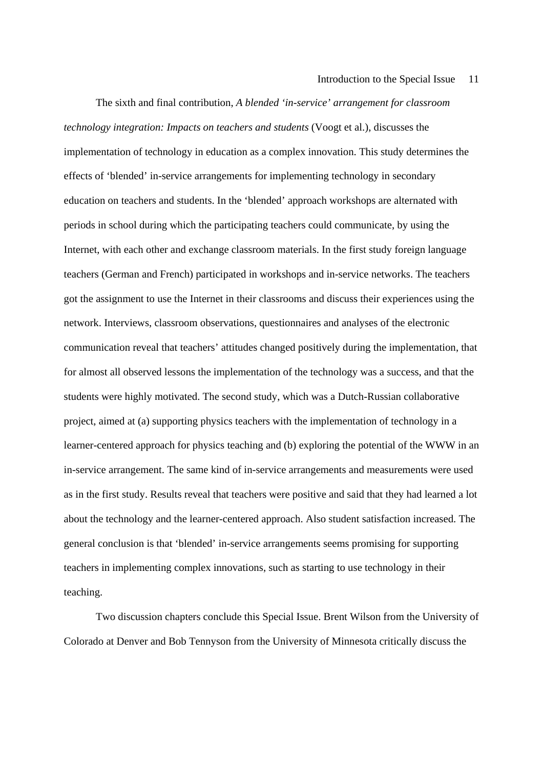The sixth and final contribution, *A blended 'in-service' arrangement for classroom technology integration: Impacts on teachers and students* (Voogt et al.), discusses the implementation of technology in education as a complex innovation. This study determines the effects of 'blended' in-service arrangements for implementing technology in secondary education on teachers and students. In the 'blended' approach workshops are alternated with periods in school during which the participating teachers could communicate, by using the Internet, with each other and exchange classroom materials. In the first study foreign language teachers (German and French) participated in workshops and in-service networks. The teachers got the assignment to use the Internet in their classrooms and discuss their experiences using the network. Interviews, classroom observations, questionnaires and analyses of the electronic communication reveal that teachers' attitudes changed positively during the implementation, that for almost all observed lessons the implementation of the technology was a success, and that the students were highly motivated. The second study, which was a Dutch-Russian collaborative project, aimed at (a) supporting physics teachers with the implementation of technology in a learner-centered approach for physics teaching and (b) exploring the potential of the WWW in an in-service arrangement. The same kind of in-service arrangements and measurements were used as in the first study. Results reveal that teachers were positive and said that they had learned a lot about the technology and the learner-centered approach. Also student satisfaction increased. The general conclusion is that 'blended' in-service arrangements seems promising for supporting teachers in implementing complex innovations, such as starting to use technology in their teaching.

Two discussion chapters conclude this Special Issue. Brent Wilson from the University of Colorado at Denver and Bob Tennyson from the University of Minnesota critically discuss the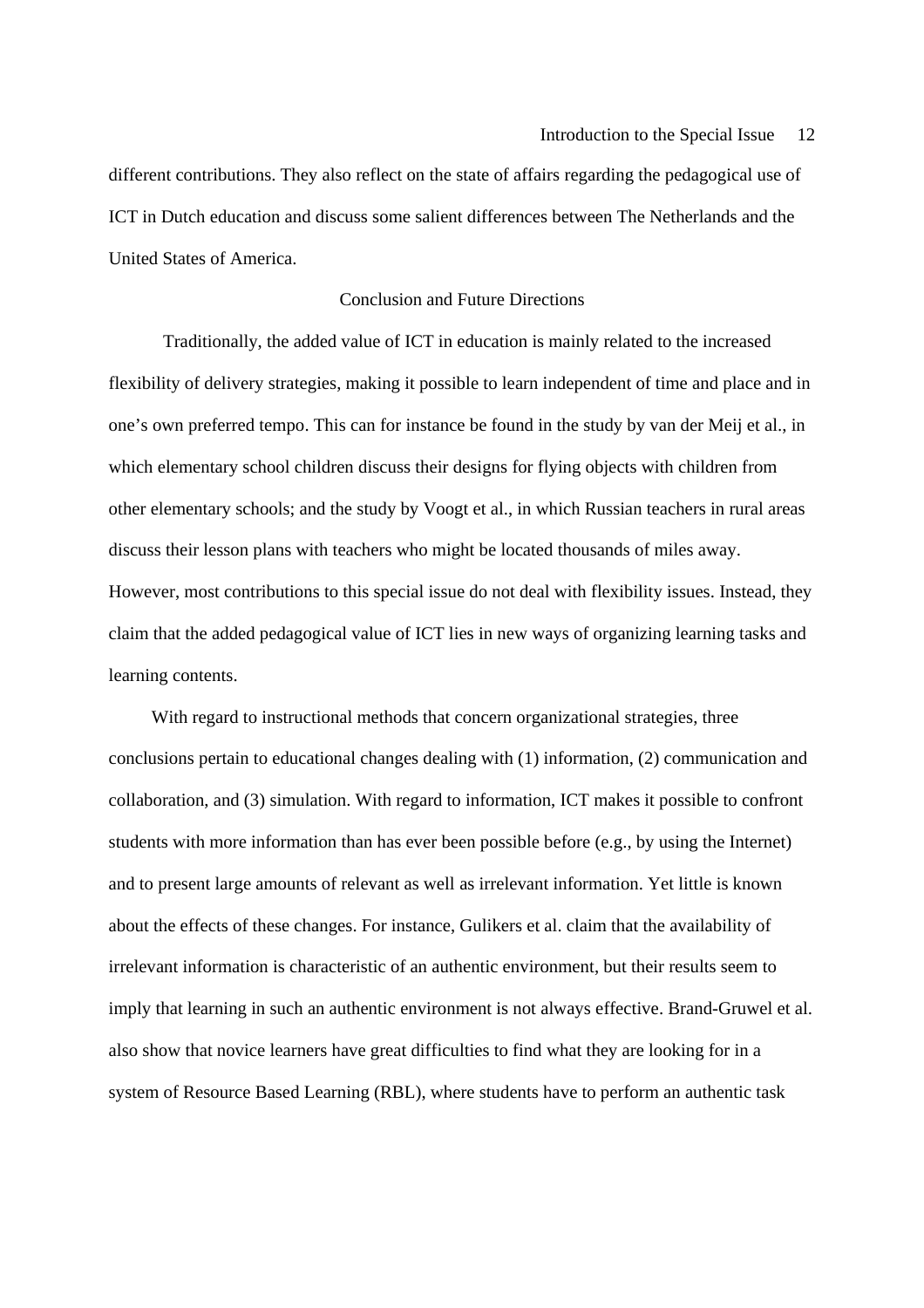different contributions. They also reflect on the state of affairs regarding the pedagogical use of ICT in Dutch education and discuss some salient differences between The Netherlands and the United States of America.

## Conclusion and Future Directions

Traditionally, the added value of ICT in education is mainly related to the increased flexibility of delivery strategies, making it possible to learn independent of time and place and in one's own preferred tempo. This can for instance be found in the study by van der Meij et al., in which elementary school children discuss their designs for flying objects with children from other elementary schools; and the study by Voogt et al., in which Russian teachers in rural areas discuss their lesson plans with teachers who might be located thousands of miles away. However, most contributions to this special issue do not deal with flexibility issues. Instead, they claim that the added pedagogical value of ICT lies in new ways of organizing learning tasks and learning contents.

With regard to instructional methods that concern organizational strategies, three conclusions pertain to educational changes dealing with (1) information, (2) communication and collaboration, and (3) simulation. With regard to information, ICT makes it possible to confront students with more information than has ever been possible before (e.g., by using the Internet) and to present large amounts of relevant as well as irrelevant information. Yet little is known about the effects of these changes. For instance, Gulikers et al. claim that the availability of irrelevant information is characteristic of an authentic environment, but their results seem to imply that learning in such an authentic environment is not always effective. Brand-Gruwel et al. also show that novice learners have great difficulties to find what they are looking for in a system of Resource Based Learning (RBL), where students have to perform an authentic task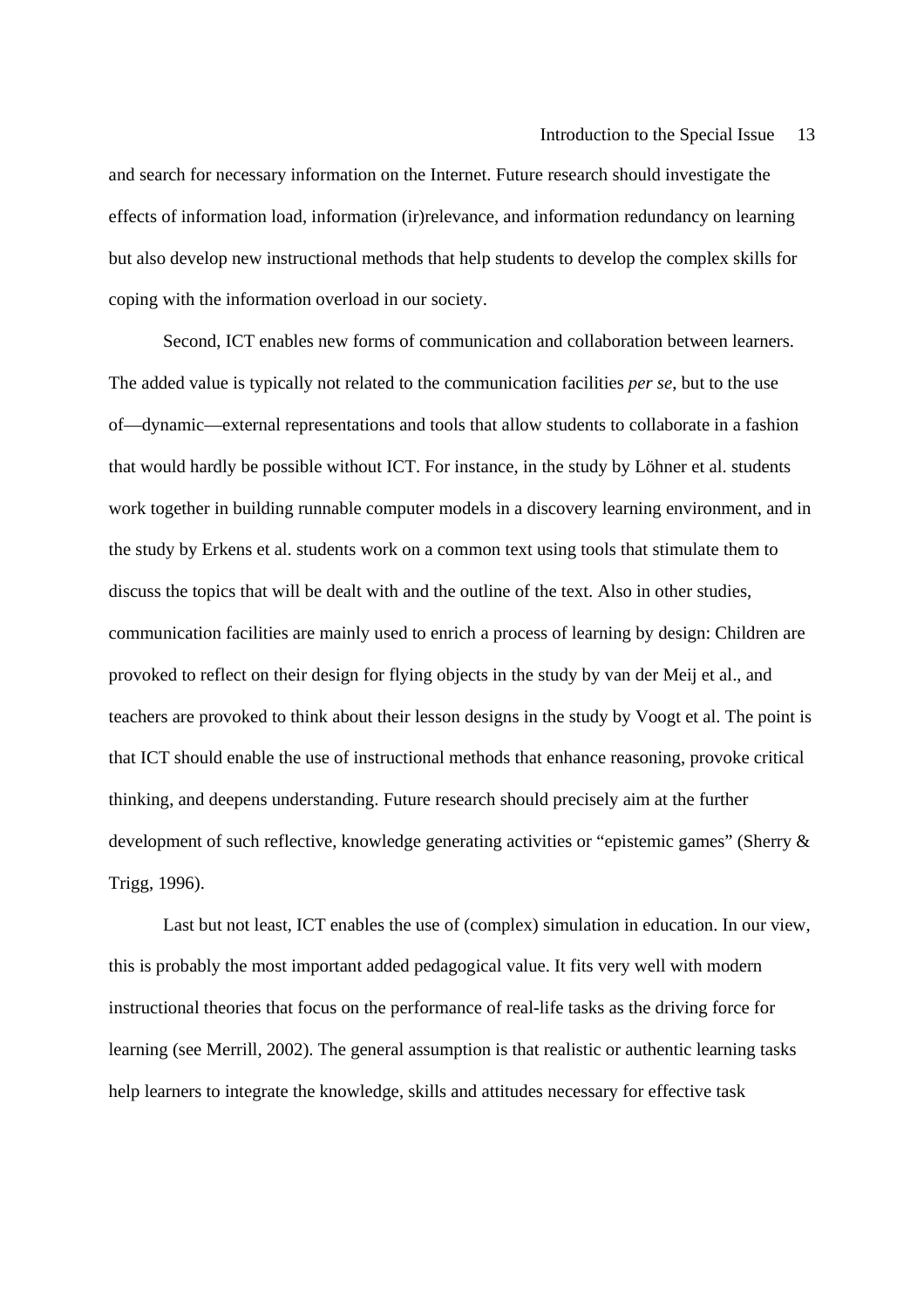and search for necessary information on the Internet. Future research should investigate the effects of information load, information (ir)relevance, and information redundancy on learning but also develop new instructional methods that help students to develop the complex skills for coping with the information overload in our society.

Second, ICT enables new forms of communication and collaboration between learners. The added value is typically not related to the communication facilities *per se*, but to the use of—dynamic—external representations and tools that allow students to collaborate in a fashion that would hardly be possible without ICT. For instance, in the study by Löhner et al. students work together in building runnable computer models in a discovery learning environment, and in the study by Erkens et al. students work on a common text using tools that stimulate them to discuss the topics that will be dealt with and the outline of the text. Also in other studies, communication facilities are mainly used to enrich a process of learning by design: Children are provoked to reflect on their design for flying objects in the study by van der Meij et al., and teachers are provoked to think about their lesson designs in the study by Voogt et al. The point is that ICT should enable the use of instructional methods that enhance reasoning, provoke critical thinking, and deepens understanding. Future research should precisely aim at the further development of such reflective, knowledge generating activities or “epistemic games” (Sherry & Trigg, 1996).

Last but not least, ICT enables the use of (complex) simulation in education. In our view, this is probably the most important added pedagogical value. It fits very well with modern instructional theories that focus on the performance of real-life tasks as the driving force for learning (see Merrill, 2002). The general assumption is that realistic or authentic learning tasks help learners to integrate the knowledge, skills and attitudes necessary for effective task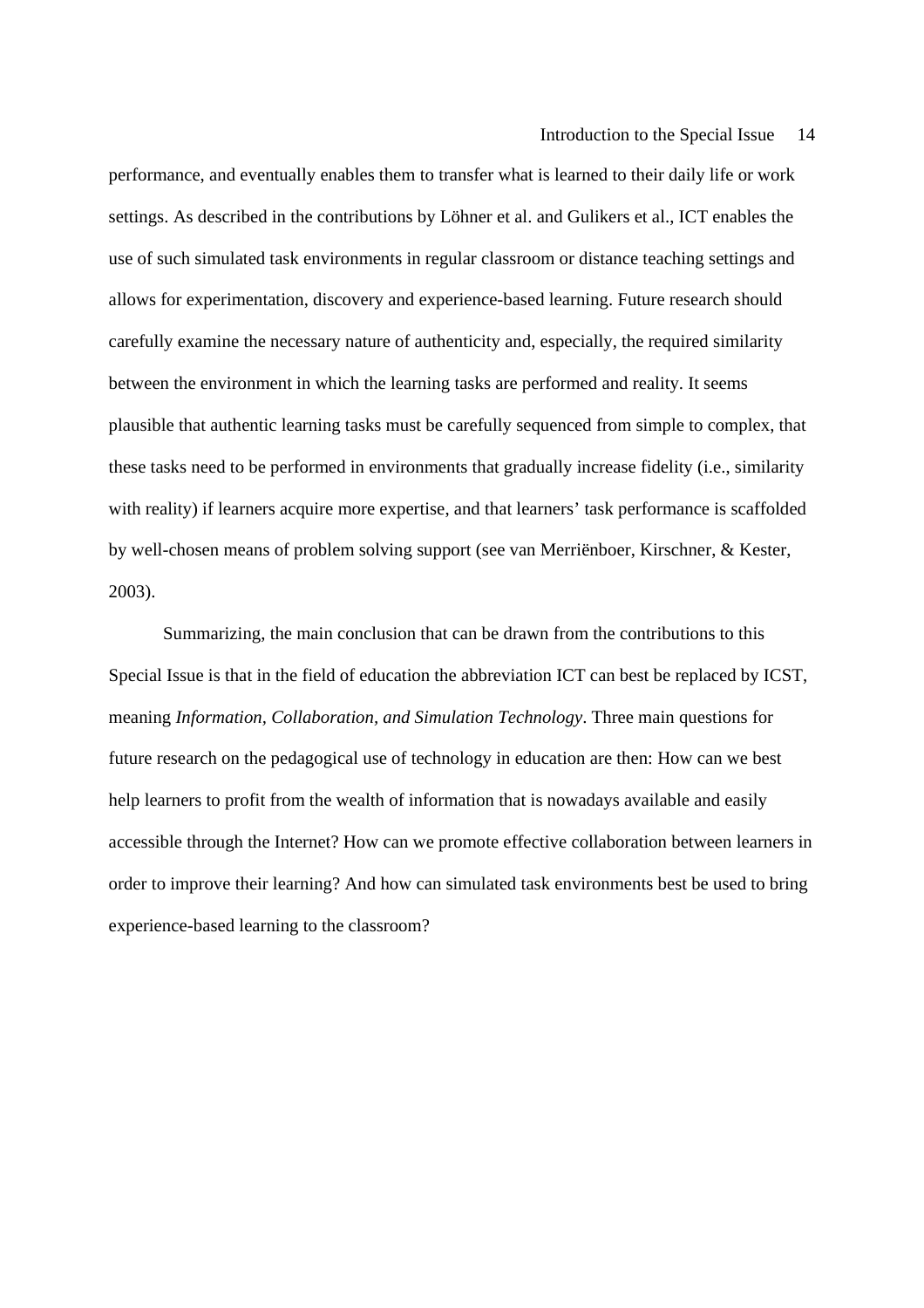performance, and eventually enables them to transfer what is learned to their daily life or work settings. As described in the contributions by Löhner et al. and Gulikers et al., ICT enables the use of such simulated task environments in regular classroom or distance teaching settings and allows for experimentation, discovery and experience-based learning. Future research should carefully examine the necessary nature of authenticity and, especially, the required similarity between the environment in which the learning tasks are performed and reality. It seems plausible that authentic learning tasks must be carefully sequenced from simple to complex, that these tasks need to be performed in environments that gradually increase fidelity (i.e., similarity with reality) if learners acquire more expertise, and that learners' task performance is scaffolded by well-chosen means of problem solving support (see van Merriënboer, Kirschner, & Kester, 2003).

Summarizing, the main conclusion that can be drawn from the contributions to this Special Issue is that in the field of education the abbreviation ICT can best be replaced by ICST, meaning *Information, Collaboration, and Simulation Technology*. Three main questions for future research on the pedagogical use of technology in education are then: How can we best help learners to profit from the wealth of information that is nowadays available and easily accessible through the Internet? How can we promote effective collaboration between learners in order to improve their learning? And how can simulated task environments best be used to bring experience-based learning to the classroom?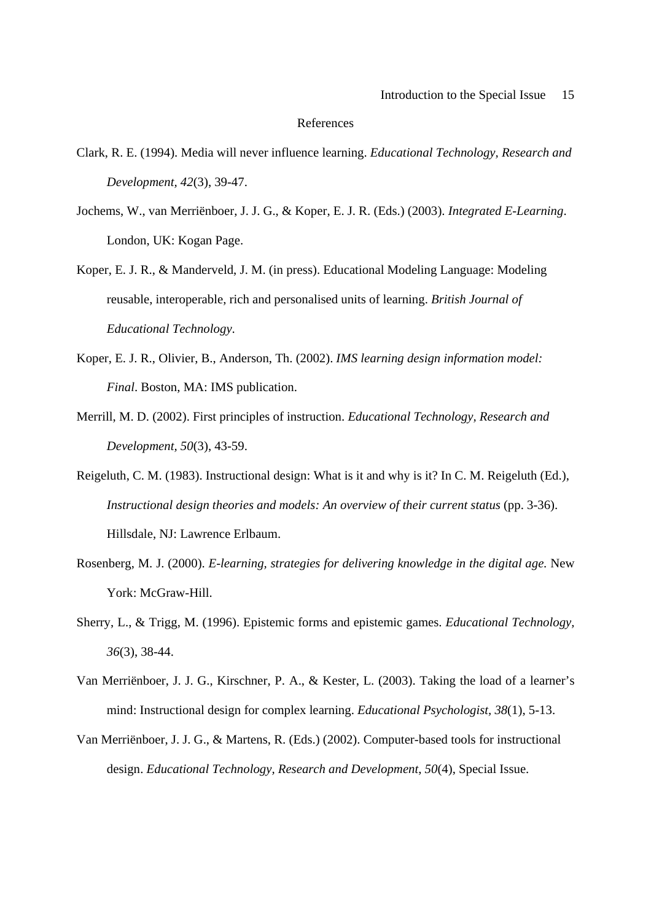# References

Clark, R. E. (1994). Media will never influence learning. *Educational Technology, Research and Development, 42*(3), 39-47.

Jochems, W., van Merriënboer, J. J. G., & Koper, E. J. R. (Eds.) (2003). *Integrated E-Learning*. London, UK: Kogan Page.

Koper, E. J. R., & Manderveld, J. M. (in press). Educational Modeling Language: Modeling reusable, interoperable, rich and personalised units of learning. *British Journal of Educational Technology*.

Koper, E. J. R., Olivier, B., Anderson, Th. (2002). *IMS learning design information model: Final*. Boston, MA: IMS publication.

Merrill, M. D. (2002). First principles of instruction. *Educational Technology, Research and Development, 50*(3), 43-59.

Reigeluth, C. M. (1983). Instructional design: What is it and why is it? In C. M. Reigeluth (Ed.), *Instructional design theories and models: An overview of their current status* (pp. 3-36). Hillsdale, NJ: Lawrence Erlbaum.

Rosenberg, M. J. (2000). *E-learning, strategies for delivering knowledge in the digital age.* New York: McGraw-Hill.

Sherry, L., & Trigg, M. (1996). Epistemic forms and epistemic games. *Educational Technology, 36*(3), 38-44.

Van Merriënboer, J. J. G., Kirschner, P. A., & Kester, L. (2003). Taking the load of a learner's mind: Instructional design for complex learning. *Educational Psychologist*, *38*(1), 5-13.

Van Merriënboer, J. J. G., & Martens, R. (Eds.) (2002). Computer-based tools for instructional design. *Educational Technology, Research and Development*, *50*(4), Special Issue.